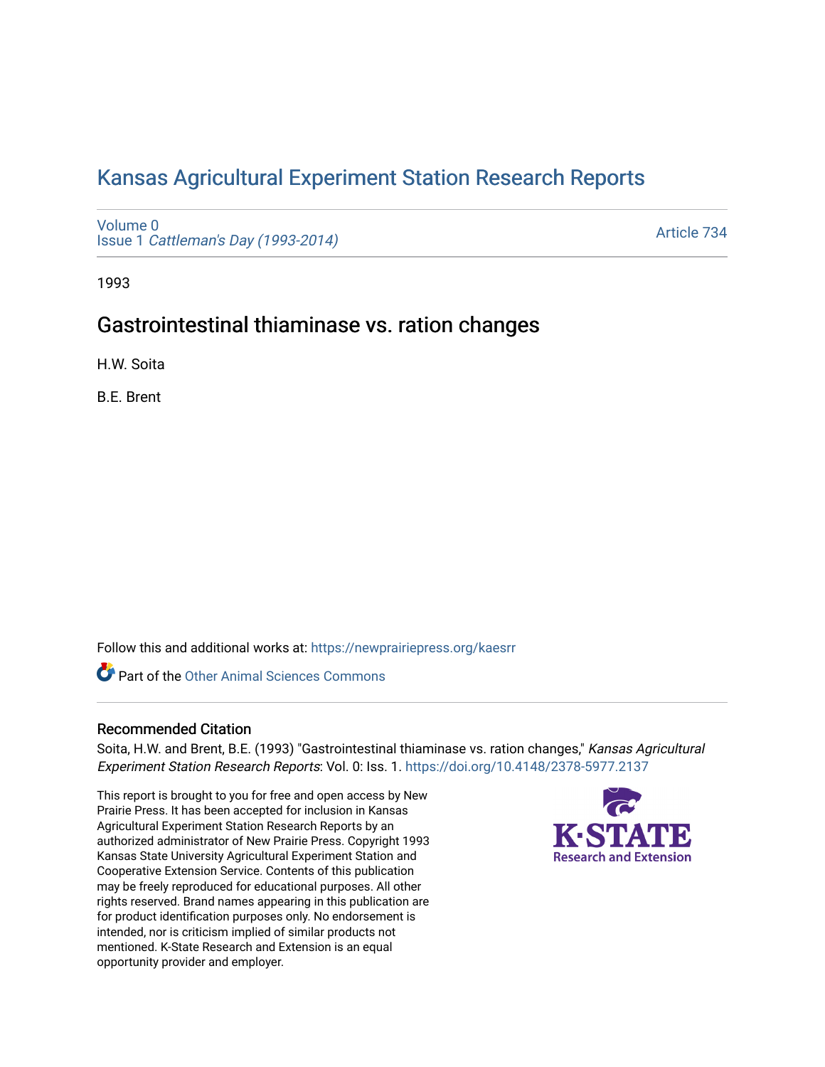# Kansas Agricultural Experiment Station Research Reports

Volume 0
Issue 1 *Cattleman's Day (1993-2014)*

Article 734

1993

## Gastrointestinal thiaminase vs. ration changes

H.W. Soita

B.E. Brent

Follow this and additional works at: https://newprairiepress.org/kaesrr

Part of the Other Animal Sciences Commons

### Recommended Citation

Soita, H.W. and Brent, B.E. (1993) "Gastrointestinal thiaminase vs. ration changes," *Kansas Agricultural Experiment Station Research Reports*: Vol. 0: Iss. 1. https://doi.org/10.4148/2378-5977.2137

This report is brought to you for free and open access by New Prairie Press. It has been accepted for inclusion in Kansas Agricultural Experiment Station Research Reports by an authorized administrator of New Prairie Press. Copyright 1993 Kansas State University Agricultural Experiment Station and Cooperative Extension Service. Contents of this publication may be freely reproduced for educational purposes. All other rights reserved. Brand names appearing in this publication are for product identification purposes only. No endorsement is intended, nor is criticism implied of similar products not mentioned. K-State Research and Extension is an equal opportunity provider and employer.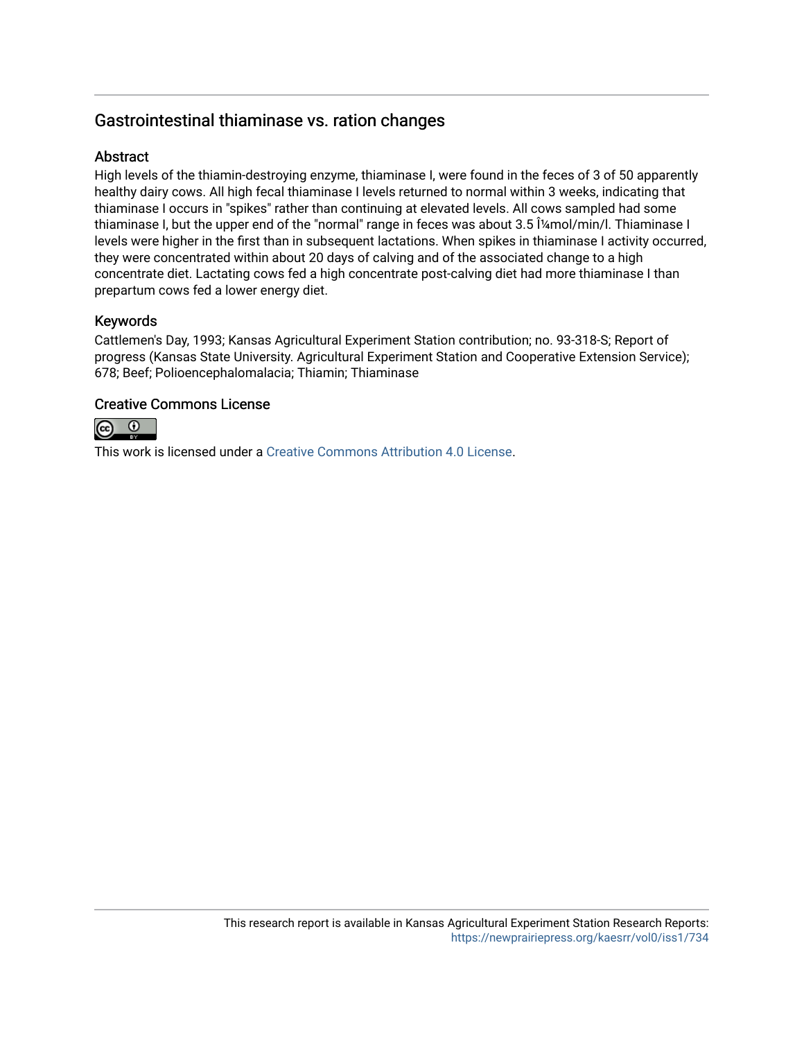## Gastrointestinal thiaminase vs. ration changes

### Abstract

High levels of the thiamin-destroying enzyme, thiaminase I, were found in the feces of 3 of 50 apparently healthy dairy cows. All high fecal thiaminase I levels returned to normal within 3 weeks, indicating that thiaminase I occurs in "spikes" rather than continuing at elevated levels. All cows sampled had some thiaminase I, but the upper end of the "normal" range in feces was about 3.5 Î¼mol/min/l. Thiaminase I levels were higher in the first than in subsequent lactations. When spikes in thiaminase I activity occurred, they were concentrated within about 20 days of calving and of the associated change to a high concentrate diet. Lactating cows fed a high concentrate post-calving diet had more thiaminase I than prepartum cows fed a lower energy diet.

### Keywords

Cattlemen's Day, 1993; Kansas Agricultural Experiment Station contribution; no. 93-318-S; Report of progress (Kansas State University. Agricultural Experiment Station and Cooperative Extension Service); 678; Beef; Polioencephalomalacia; Thiamin; Thiaminase

### Creative Commons License

This work is licensed under a Creative Commons Attribution 4.0 License.

This research report is available in Kansas Agricultural Experiment Station Research Reports: https://newprairiepress.org/kaesrr/vol0/iss1/734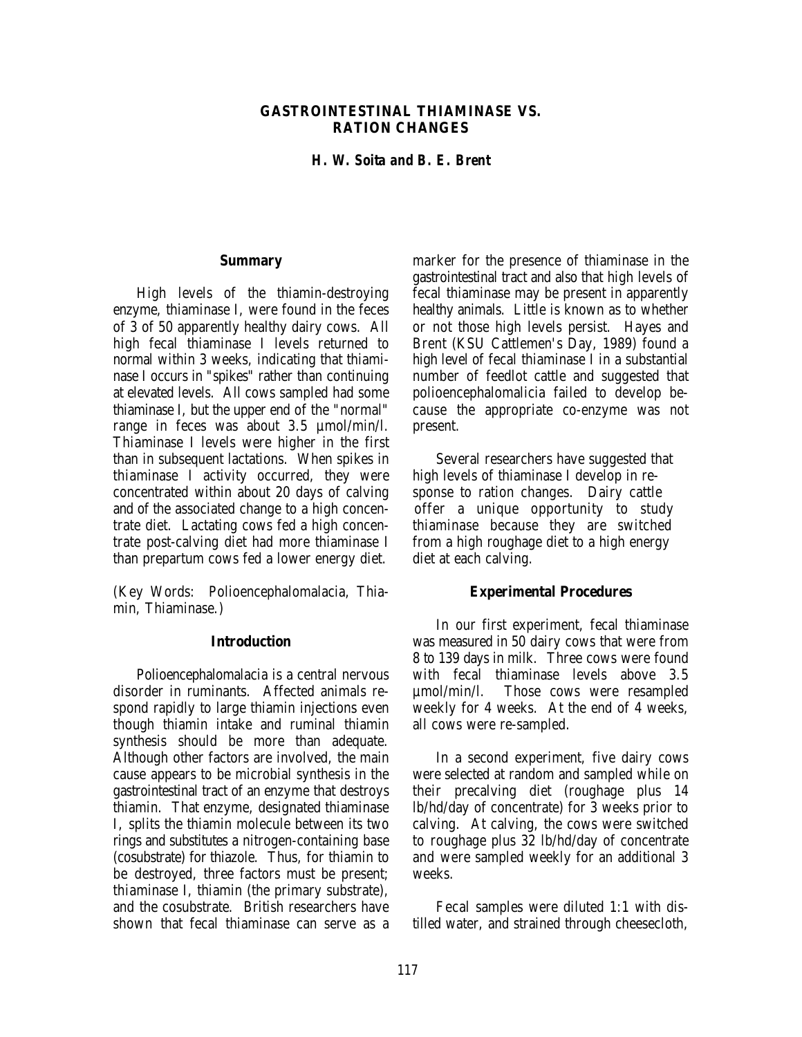# GASTROINTESTINAL THIAMINASE VS. RATION CHANGES

***H. W. Soita and B. E. Brent***

## Summary

High levels of the thiamin-destroying enzyme, thiaminase I, were found in the feces of 3 of 50 apparently healthy dairy cows. All high fecal thiaminase I levels returned to normal within 3 weeks, indicating that thiaminase I occurs in "spikes" rather than continuing at elevated levels. All cows sampled had some thiaminase I, but the upper end of the "normal" range in feces was about 3.5 µmol/min/l. Thiaminase I levels were higher in the first than in subsequent lactations. When spikes in thiaminase I activity occurred, they were concentrated within about 20 days of calving and of the associated change to a high concentrate diet. Lactating cows fed a high concentrate post-calving diet had more thiaminase I than prepartum cows fed a lower energy diet.

(Key Words: Polioencephalomalacia, Thiamin, Thiaminase.)

## Introduction

Polioencephalomalacia is a central nervous disorder in ruminants. Affected animals respond rapidly to large thiamin injections even though thiamin intake and ruminal thiamin synthesis should be more than adequate. Although other factors are involved, the main cause appears to be microbial synthesis in the gastrointestinal tract of an enzyme that destroys thiamin. That enzyme, designated thiaminase I, splits the thiamin molecule between its two rings and substitutes a nitrogen-containing base (cosubstrate) for thiazole. Thus, for thiamin to be destroyed, three factors must be present; thiaminase I, thiamin (the primary substrate), and the cosubstrate. British researchers have shown that fecal thiaminase can serve as a marker for the presence of thiaminase in the gastrointestinal tract and also that high levels of fecal thiaminase may be present in apparently healthy animals. Little is known as to whether or not those high levels persist. Hayes and Brent (KSU Cattlemen's Day, 1989) found a high level of fecal thiaminase I in a substantial number of feedlot cattle and suggested that polioencephalomalicia failed to develop because the appropriate co-enzyme was not present.

Several researchers have suggested that high levels of thiaminase I develop in response to ration changes. Dairy cattle offer a unique opportunity to study thiaminase because they are switched from a high roughage diet to a high energy diet at each calving.

## Experimental Procedures

In our first experiment, fecal thiaminase was measured in 50 dairy cows that were from 8 to 139 days in milk. Three cows were found with fecal thiaminase levels above 3.5 µmol/min/l. Those cows were resampled weekly for 4 weeks. At the end of 4 weeks, all cows were re-sampled.

In a second experiment, five dairy cows were selected at random and sampled while on their precalving diet (roughage plus 14 lb/hd/day of concentrate) for 3 weeks prior to calving. At calving, the cows were switched to roughage plus 32 lb/hd/day of concentrate and were sampled weekly for an additional 3 weeks.

Fecal samples were diluted 1:1 with distilled water, and strained through cheesecloth,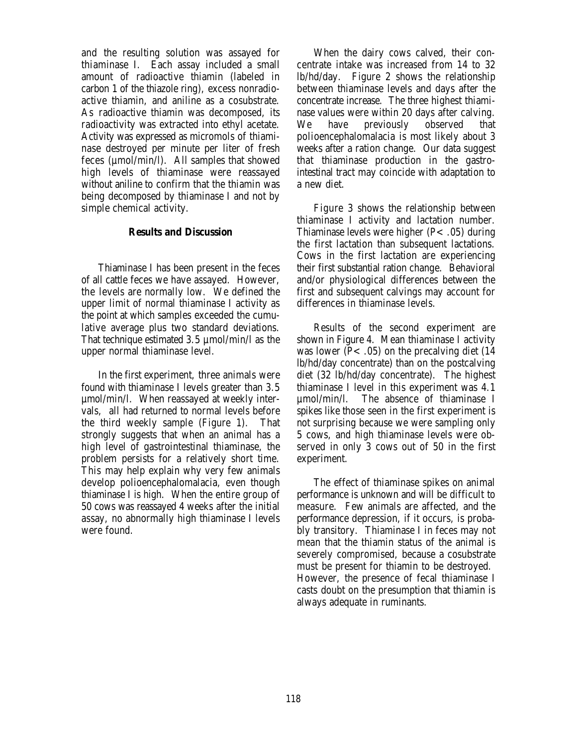and the resulting solution was assayed for thiaminase I. Each assay included a small amount of radioactive thiamin (labeled in carbon 1 of the thiazole ring), excess nonradioactive thiamin, and aniline as a cosubstrate. As radioactive thiamin was decomposed, its radioactivity was extracted into ethyl acetate. Activity was expressed as micromols of thiaminase destroyed per minute per liter of fresh feces (µmol/min/l). All samples that showed high levels of thiaminase were reassayed without aniline to confirm that the thiamin was being decomposed by thiaminase I and not by simple chemical activity.

### Results and Discussion

Thiaminase I has been present in the feces of all cattle feces we have assayed. However, the levels are normally low. We defined the upper limit of normal thiaminase I activity as the point at which samples exceeded the cumulative average plus two standard deviations. That technique estimated 3.5 µmol/min/l as the upper normal thiaminase level.

In the first experiment, three animals were found with thiaminase I levels greater than 3.5 µmol/min/l. When reassayed at weekly intervals, all had returned to normal levels before the third weekly sample (Figure 1). That strongly suggests that when an animal has a high level of gastrointestinal thiaminase, the problem persists for a relatively short time. This may help explain why very few animals develop polioencephalomalacia, even though thiaminase I is high. When the entire group of 50 cows was reassayed 4 weeks after the initial assay, no abnormally high thiaminase I levels were found.

When the dairy cows calved, their concentrate intake was increased from 14 to 32 lb/hd/day. Figure 2 shows the relationship between thiaminase levels and days after the concentrate increase. The three highest thiaminase values were within 20 days after calving. We have previously observed that polioencephalomalacia is most likely about 3 weeks after a ration change. Our data suggest that thiaminase production in the gastrointestinal tract may coincide with adaptation to a new diet.

Figure 3 shows the relationship between thiaminase I activity and lactation number. Thiaminase levels were higher ($P < .05$) during the first lactation than subsequent lactations. Cows in the first lactation are experiencing their first substantial ration change. Behavioral and/or physiological differences between the first and subsequent calvings may account for differences in thiaminase levels.

Results of the second experiment are shown in Figure 4. Mean thiaminase I activity was lower ($P < .05$) on the precalving diet (14 lb/hd/day concentrate) than on the postcalving diet (32 lb/hd/day concentrate). The highest thiaminase I level in this experiment was 4.1 µmol/min/l. The absence of thiaminase I spikes like those seen in the first experiment is not surprising because we were sampling only 5 cows, and high thiaminase levels were observed in only 3 cows out of 50 in the first experiment.

The effect of thiaminase spikes on animal performance is unknown and will be difficult to measure. Few animals are affected, and the performance depression, if it occurs, is probably transitory. Thiaminase I in feces may not mean that the thiamin status of the animal is severely compromised, because a cosubstrate must be present for thiamin to be destroyed. However, the presence of fecal thiaminase I casts doubt on the presumption that thiamin is always adequate in ruminants.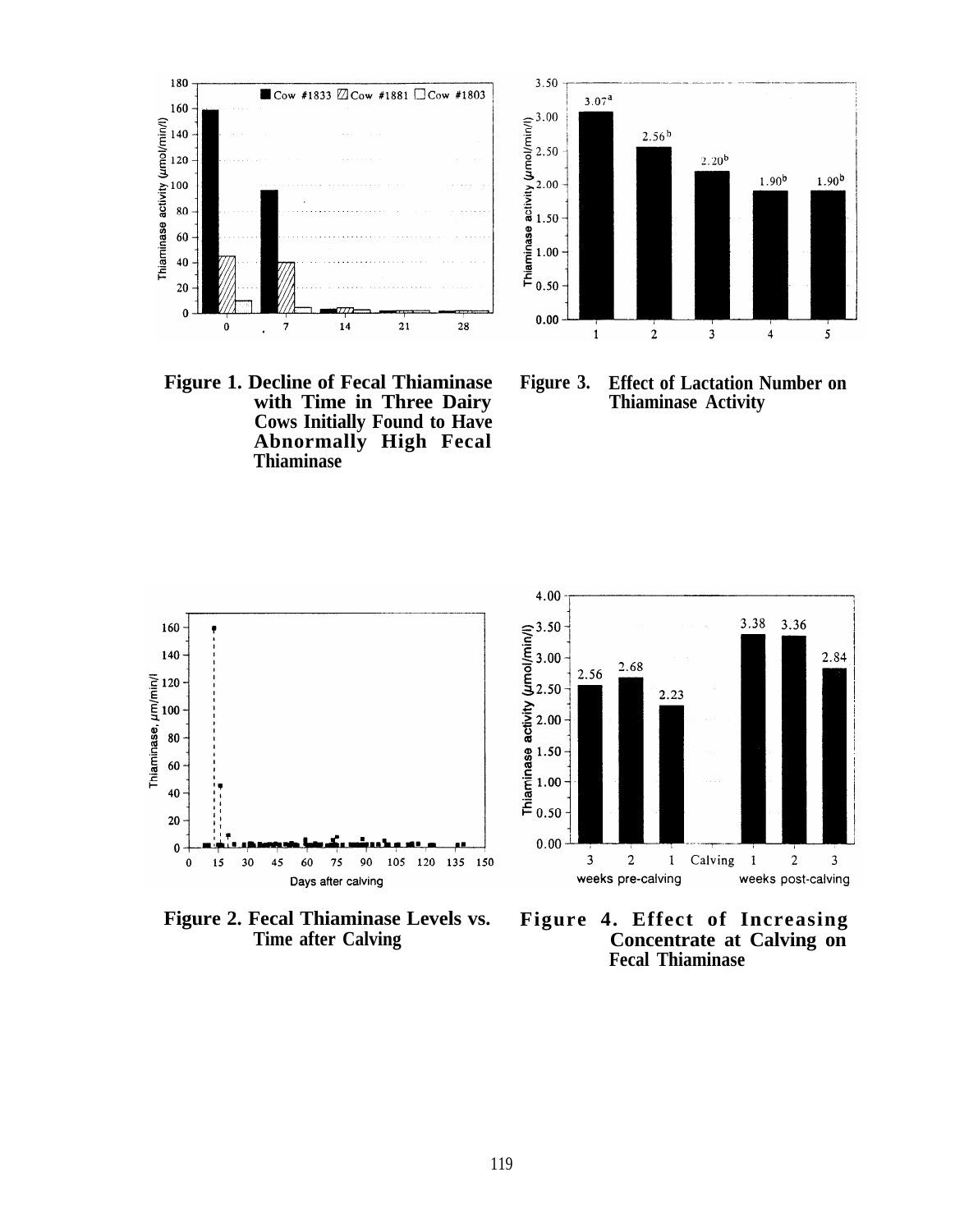180
160
140
120
100
80
60
40
20
0

Thiaminase activity (µmol/min/l)

Cow #1833 Cow #1881 Cow #1803

0 7 14 21 28

**Figure 1. Decline of Fecal Thiaminase with Time in Three Dairy Cows Initially Found to Have Abnormally High Fecal Thiaminase**

3.50
3.00
2.50
2.00
1.50
1.00
0.50
0.00

Thiaminase activity (µmol/min/l)

3.07[a]
2.56[b]
2.20[b]
1.90[b]
1.90[b]

1 2 3 4 5

**Figure 3. Effect of Lactation Number on Thiaminase Activity**

160
140
120
100
80
60
40
20
0

Thiaminase, µm/min/l

0 15 30 45 60 75 90 105 120 135 150

Days after calving

**Figure 2. Fecal Thiaminase Levels vs. Time after Calving**

4.00
3.50
3.00
2.50
2.00
1.50
1.00
0.50
0.00

Thiaminase activity (µmol/min/l)

2.56
2.68
2.23
3.38
3.36
2.84

3 2 1 Calving 1 2 3

weeks pre-calving weeks post-calving

**Figure 4. Effect of Increasing Concentrate at Calving on Fecal Thiaminase**